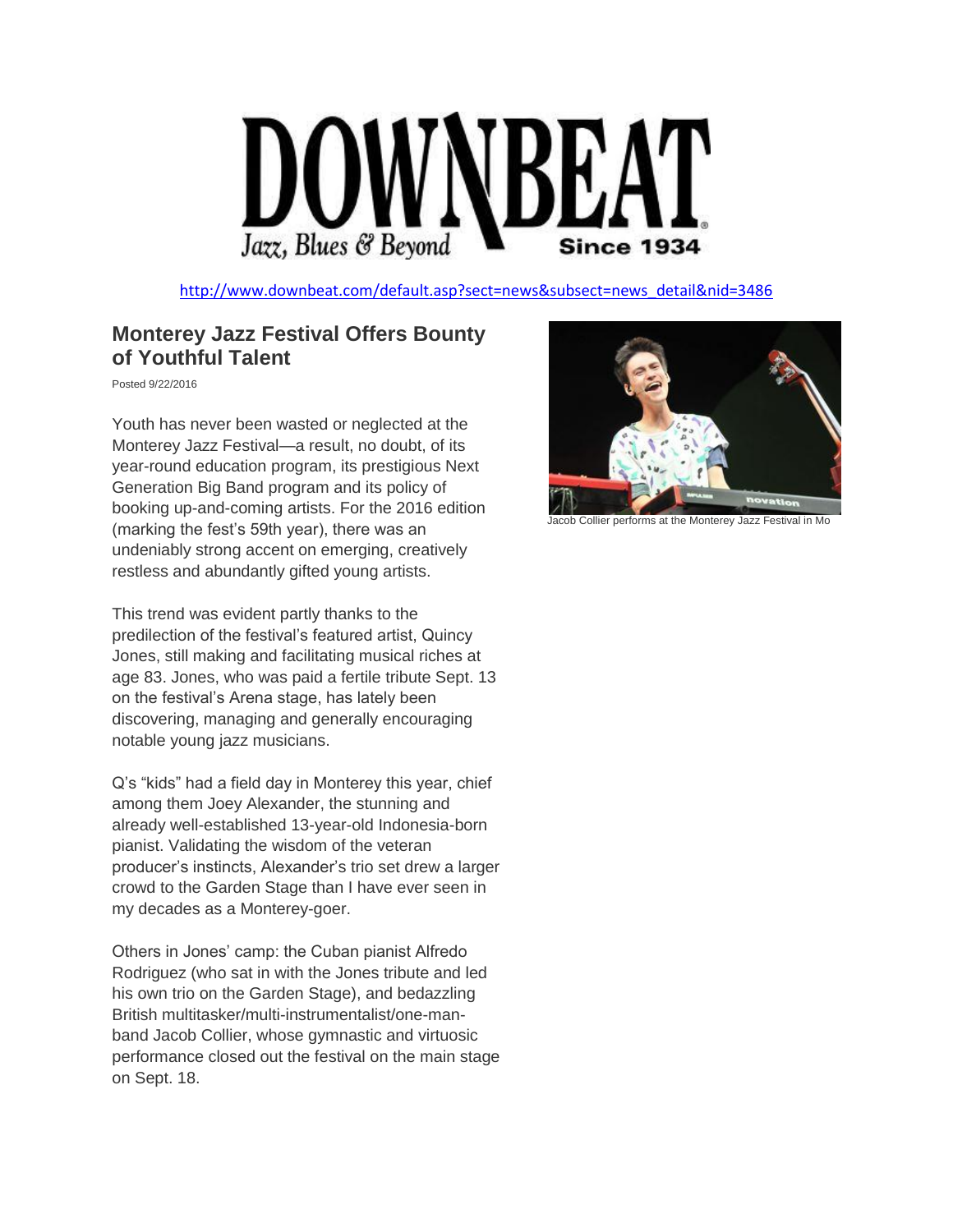DOWNBEAT

Jazz, Blues & Beyond — Since 1934

http://www.downbeat.com/default.asp?sect=news&subsect=news_detail&nid=3486

## Monterey Jazz Festival Offers Bounty of Youthful Talent

Posted 9/22/2016

Jacob Collier performs at the Monterey Jazz Festival in Mo

Youth has never been wasted or neglected at the Monterey Jazz Festival—a result, no doubt, of its year-round education program, its prestigious Next Generation Big Band program and its policy of booking up-and-coming artists. For the 2016 edition (marking the fest's 59th year), there was an undeniably strong accent on emerging, creatively restless and abundantly gifted young artists.

This trend was evident partly thanks to the predilection of the festival's featured artist, Quincy Jones, still making and facilitating musical riches at age 83. Jones, who was paid a fertile tribute Sept. 13 on the festival's Arena stage, has lately been discovering, managing and generally encouraging notable young jazz musicians.

Q's "kids" had a field day in Monterey this year, chief among them Joey Alexander, the stunning and already well-established 13-year-old Indonesia-born pianist. Validating the wisdom of the veteran producer's instincts, Alexander's trio set drew a larger crowd to the Garden Stage than I have ever seen in my decades as a Monterey-goer.

Others in Jones' camp: the Cuban pianist Alfredo Rodriguez (who sat in with the Jones tribute and led his own trio on the Garden Stage), and bedazzling British multitasker/multi-instrumentalist/one-man-band Jacob Collier, whose gymnastic and virtuosic performance closed out the festival on the main stage on Sept. 18.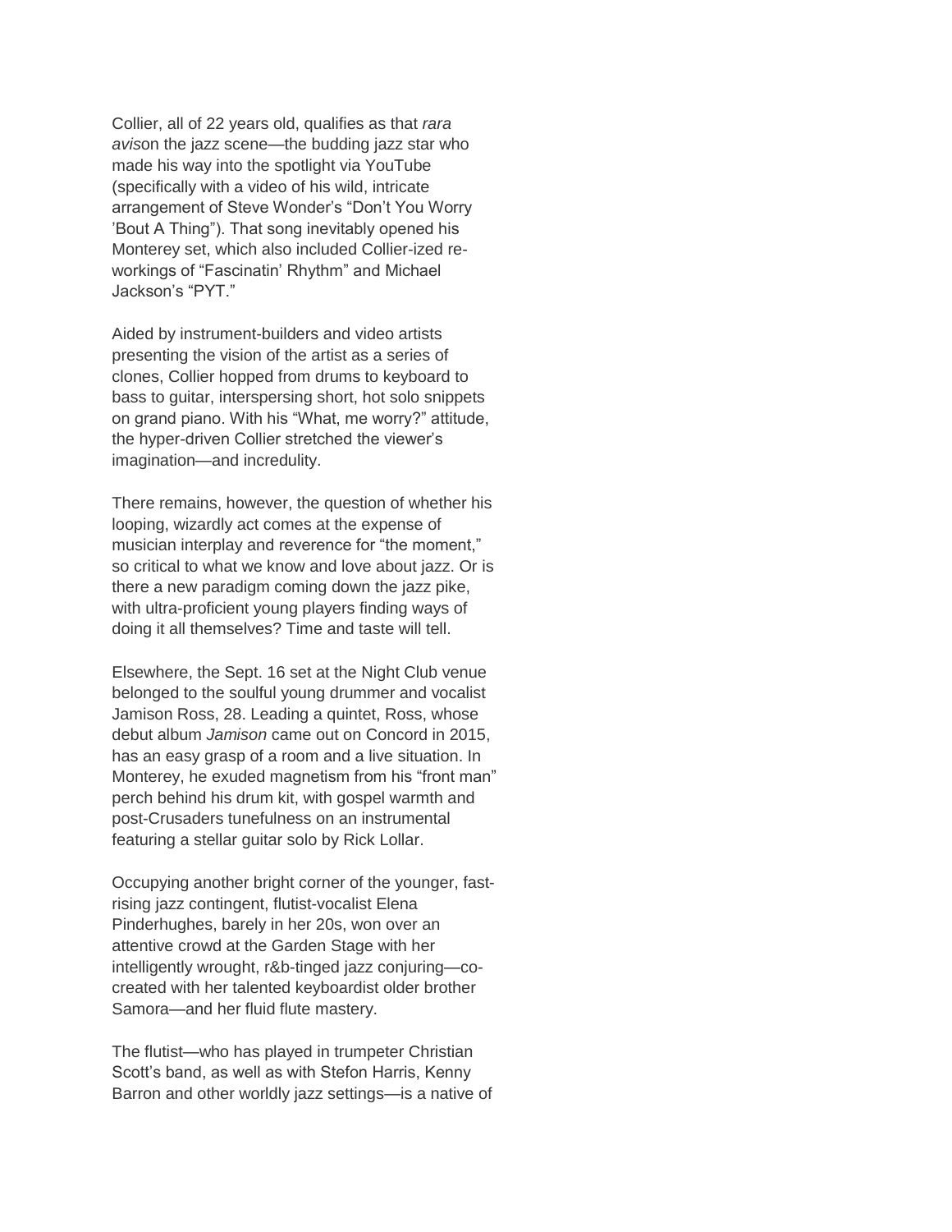Collier, all of 22 years old, qualifies as that *rara avis*on the jazz scene—the budding jazz star who made his way into the spotlight via YouTube (specifically with a video of his wild, intricate arrangement of Steve Wonder's "Don't You Worry 'Bout A Thing"). That song inevitably opened his Monterey set, which also included Collier-ized re-workings of "Fascinatin' Rhythm" and Michael Jackson's "PYT."

Aided by instrument-builders and video artists presenting the vision of the artist as a series of clones, Collier hopped from drums to keyboard to bass to guitar, interspersing short, hot solo snippets on grand piano. With his "What, me worry?" attitude, the hyper-driven Collier stretched the viewer's imagination—and incredulity.

There remains, however, the question of whether his looping, wizardly act comes at the expense of musician interplay and reverence for "the moment," so critical to what we know and love about jazz. Or is there a new paradigm coming down the jazz pike, with ultra-proficient young players finding ways of doing it all themselves? Time and taste will tell.

Elsewhere, the Sept. 16 set at the Night Club venue belonged to the soulful young drummer and vocalist Jamison Ross, 28. Leading a quintet, Ross, whose debut album *Jamison* came out on Concord in 2015, has an easy grasp of a room and a live situation. In Monterey, he exuded magnetism from his "front man" perch behind his drum kit, with gospel warmth and post-Crusaders tunefulness on an instrumental featuring a stellar guitar solo by Rick Lollar.

Occupying another bright corner of the younger, fast-rising jazz contingent, flutist-vocalist Elena Pinderhughes, barely in her 20s, won over an attentive crowd at the Garden Stage with her intelligently wrought, r&b-tinged jazz conjuring—co-created with her talented keyboardist older brother Samora—and her fluid flute mastery.

The flutist—who has played in trumpeter Christian Scott's band, as well as with Stefon Harris, Kenny Barron and other worldly jazz settings—is a native of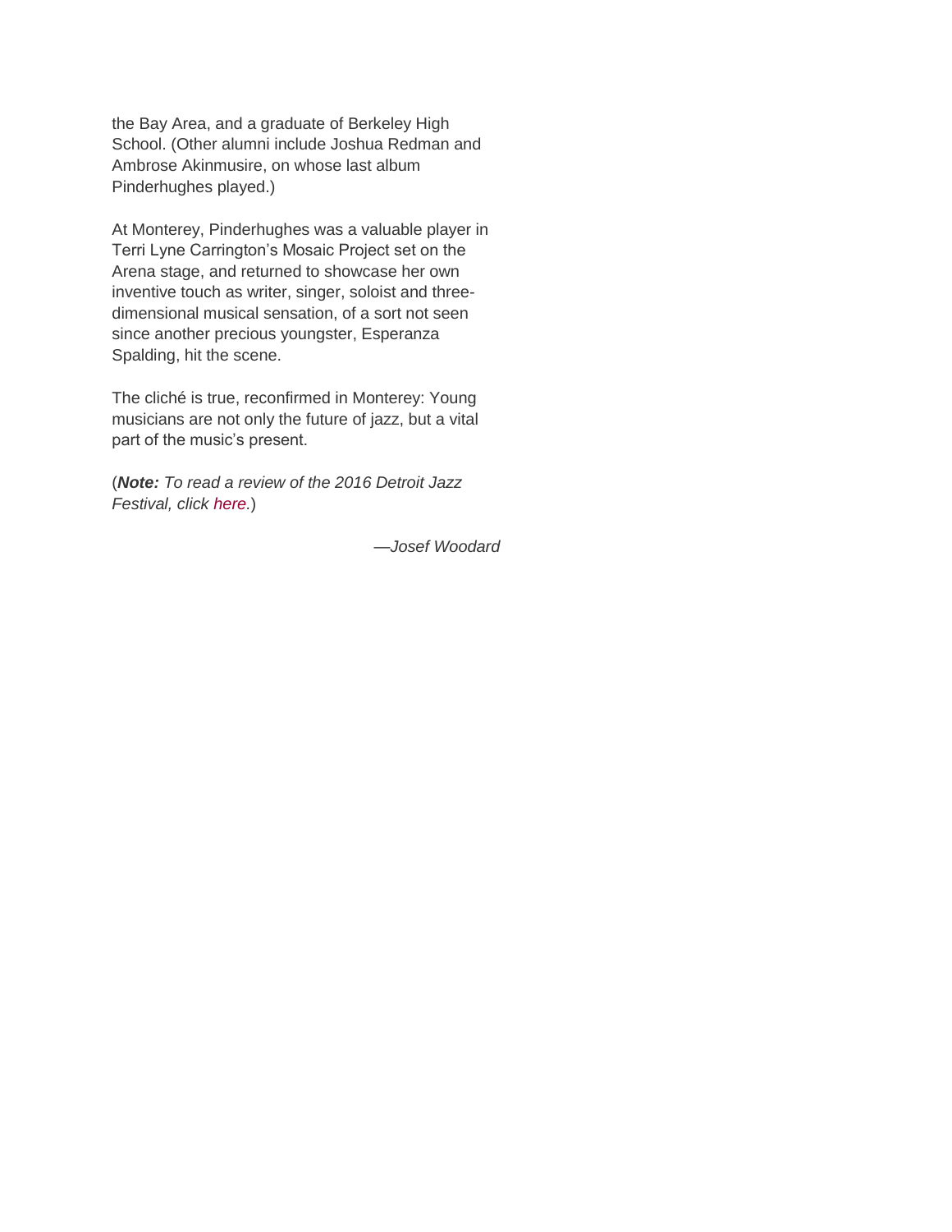the Bay Area, and a graduate of Berkeley High School. (Other alumni include Joshua Redman and Ambrose Akinmusire, on whose last album Pinderhughes played.)

At Monterey, Pinderhughes was a valuable player in Terri Lyne Carrington's Mosaic Project set on the Arena stage, and returned to showcase her own inventive touch as writer, singer, soloist and three-dimensional musical sensation, of a sort not seen since another precious youngster, Esperanza Spalding, hit the scene.

The cliché is true, reconfirmed in Monterey: Young musicians are not only the future of jazz, but a vital part of the music's present.

(***Note:*** *To read a review of the 2016 Detroit Jazz Festival, click here.*)

*—Josef Woodard*